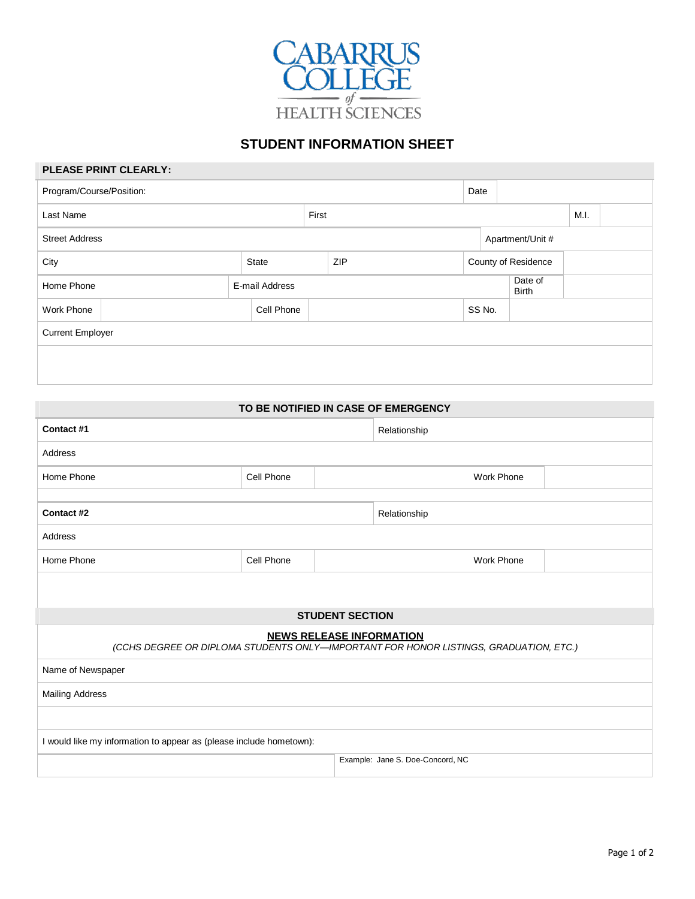CABARRUS COLLEGE of HEALTH SCIENCES

# STUDENT INFORMATION SHEET

**PLEASE PRINT CLEARLY:**

| Program/Course/Position: | | | | Date | |
|---|---|---|---|---|---|
| Last Name | | First | | M.I. | |
| Street Address | | | | Apartment/Unit # | |
| City | State | ZIP | | County of Residence | |
| Home Phone | E-mail Address | | | Date of Birth | |
| Work Phone | | Cell Phone | | SS No. | |
| Current Employer | | | | | |

**TO BE NOTIFIED IN CASE OF EMERGENCY**

| **Contact #1** | | Relationship | |
|---|---|---|---|
| Address | | | |
| Home Phone | Cell Phone | Work Phone | |
| **Contact #2** | | Relationship | |
| Address | | | |
| Home Phone | Cell Phone | Work Phone | |

**STUDENT SECTION**

**NEWS RELEASE INFORMATION**

*(CCHS DEGREE OR DIPLOMA STUDENTS ONLY—IMPORTANT FOR HONOR LISTINGS, GRADUATION, ETC.)*

| Name of Newspaper | |
|---|---|
| Mailing Address | |
| | |
| I would like my information to appear as (please include hometown): | |
| | Example: Jane S. Doe-Concord, NC |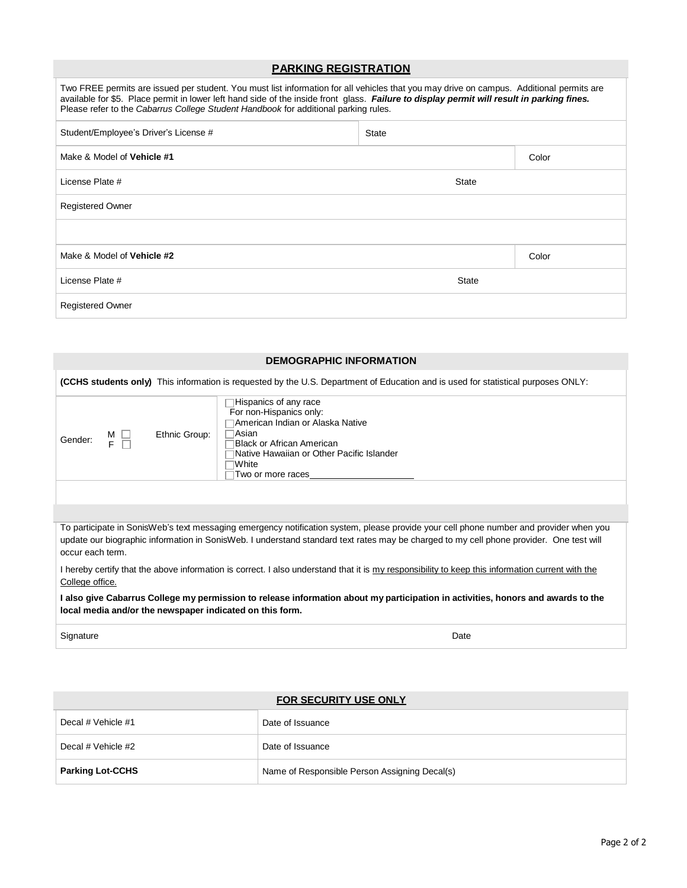## PARKING REGISTRATION

Two FREE permits are issued per student. You must list information for all vehicles that you may drive on campus. Additional permits are available for $5. Place permit in lower left hand side of the inside front glass. ***Failure to display permit will result in parking fines.*** Please refer to the *Cabarrus College Student Handbook* for additional parking rules.

| | |
|---|---|
| Student/Employee's Driver's License # | State |
| Make & Model of **Vehicle #1** | Color |
| License Plate # | State |
| Registered Owner | |
| | |
| Make & Model of **Vehicle #2** | Color |
| License Plate # | State |
| Registered Owner | |

## DEMOGRAPHIC INFORMATION

**(CCHS students only)** This information is requested by the U.S. Department of Education and is used for statistical purposes ONLY:

Gender: M ☐ F ☐

Ethnic Group:
- ☐ Hispanics of any race
- For non-Hispanics only:
- ☐ American Indian or Alaska Native
- ☐ Asian
- ☐ Black or African American
- ☐ Native Hawaiian or Other Pacific Islander
- ☐ White
- ☐ Two or more races____________________

To participate in SonisWeb's text messaging emergency notification system, please provide your cell phone number and provider when you update our biographic information in SonisWeb. I understand standard text rates may be charged to my cell phone provider. One test will occur each term.

I hereby certify that the above information is correct. I also understand that it is my responsibility to keep this information current with the College office.

**I also give Cabarrus College my permission to release information about my participation in activities, honors and awards to the local media and/or the newspaper indicated on this form.**

| | |
|---|---|
| Signature | Date |

## FOR SECURITY USE ONLY

| | |
|---|---|
| Decal # Vehicle #1 | Date of Issuance |
| Decal # Vehicle #2 | Date of Issuance |
| **Parking Lot-CCHS** | Name of Responsible Person Assigning Decal(s) |